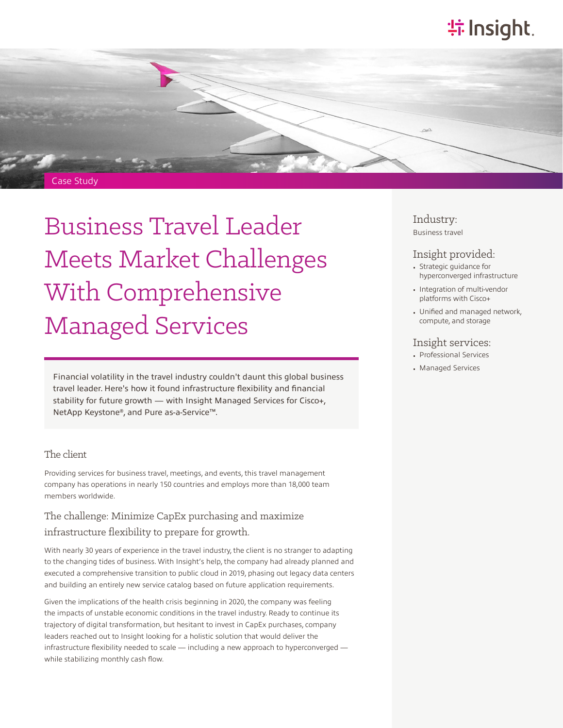Case Study

# Business Travel Leader Meets Market Challenges With Comprehensive Managed Services

Financial volatility in the travel industry couldn't daunt this global business travel leader. Here's how it found infrastructure flexibility and financial stability for future growth — with Insight Managed Services for Cisco+, NetApp Keystone®, and Pure as-a-Service™.

### Industry:

Business travel

### Insight provided:

- Strategic guidance for hyperconverged infrastructure
- Integration of multi-vendor platforms with Cisco+
- Unified and managed network, compute, and storage

### Insight services:

- Professional Services
- Managed Services

## The client

Providing services for business travel, meetings, and events, this travel management company has operations in nearly 150 countries and employs more than 18,000 team members worldwide.

## The challenge: Minimize CapEx purchasing and maximize infrastructure flexibility to prepare for growth.

With nearly 30 years of experience in the travel industry, the client is no stranger to adapting to the changing tides of business. With Insight's help, the company had already planned and executed a comprehensive transition to public cloud in 2019, phasing out legacy data centers and building an entirely new service catalog based on future application requirements.

Given the implications of the health crisis beginning in 2020, the company was feeling the impacts of unstable economic conditions in the travel industry. Ready to continue its trajectory of digital transformation, but hesitant to invest in CapEx purchases, company leaders reached out to Insight looking for a holistic solution that would deliver the infrastructure flexibility needed to scale — including a new approach to hyperconverged — while stabilizing monthly cash flow.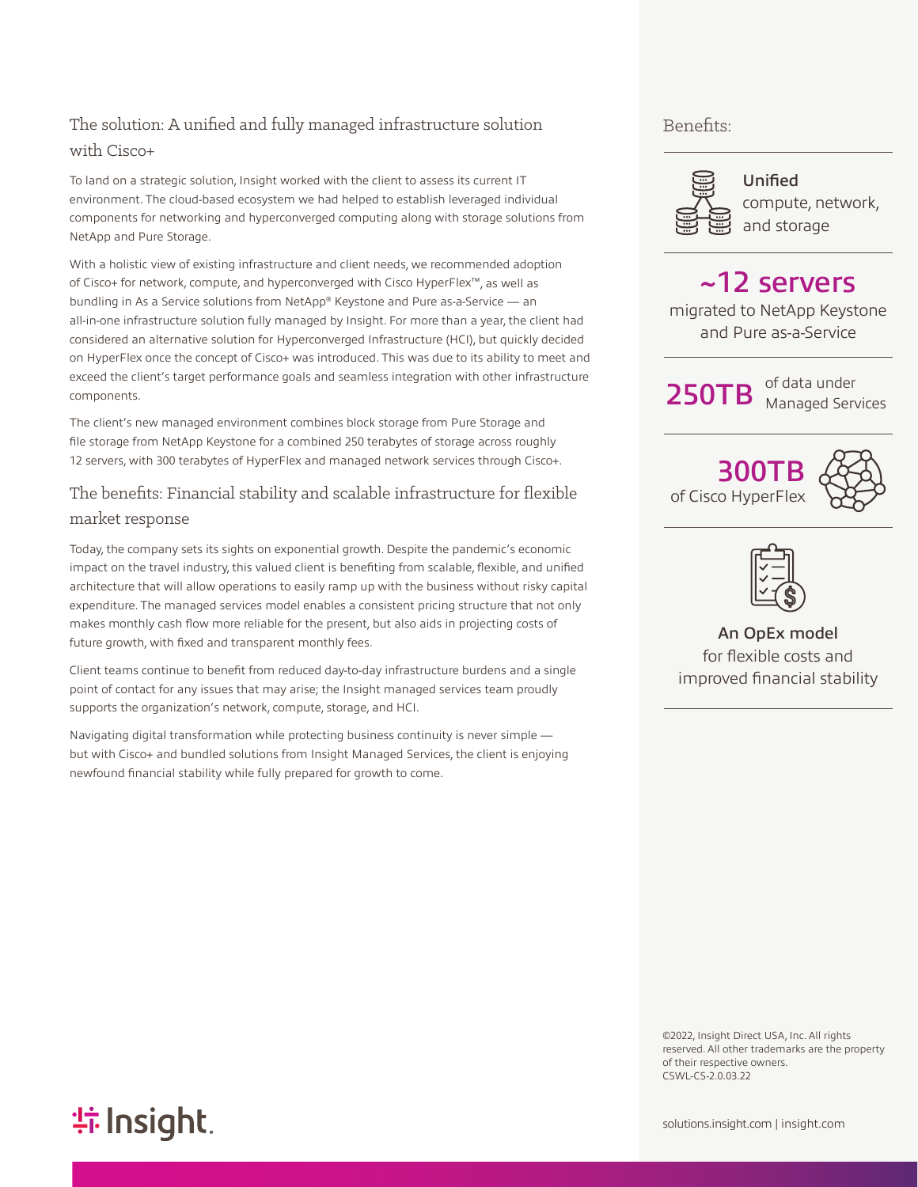## The solution: A unified and fully managed infrastructure solution with Cisco+

To land on a strategic solution, Insight worked with the client to assess its current IT environment. The cloud-based ecosystem we had helped to establish leveraged individual components for networking and hyperconverged computing along with storage solutions from NetApp and Pure Storage.

With a holistic view of existing infrastructure and client needs, we recommended adoption of Cisco+ for network, compute, and hyperconverged with Cisco HyperFlex™, as well as bundling in As a Service solutions from NetApp® Keystone and Pure as-a-Service — an all-in-one infrastructure solution fully managed by Insight. For more than a year, the client had considered an alternative solution for Hyperconverged Infrastructure (HCI), but quickly decided on HyperFlex once the concept of Cisco+ was introduced. This was due to its ability to meet and exceed the client's target performance goals and seamless integration with other infrastructure components.

The client's new managed environment combines block storage from Pure Storage and file storage from NetApp Keystone for a combined 250 terabytes of storage across roughly 12 servers, with 300 terabytes of HyperFlex and managed network services through Cisco+.

## The benefits: Financial stability and scalable infrastructure for flexible market response

Today, the company sets its sights on exponential growth. Despite the pandemic's economic impact on the travel industry, this valued client is benefiting from scalable, flexible, and unified architecture that will allow operations to easily ramp up with the business without risky capital expenditure. The managed services model enables a consistent pricing structure that not only makes monthly cash flow more reliable for the present, but also aids in projecting costs of future growth, with fixed and transparent monthly fees.

Client teams continue to benefit from reduced day-to-day infrastructure burdens and a single point of contact for any issues that may arise; the Insight managed services team proudly supports the organization's network, compute, storage, and HCI.

Navigating digital transformation while protecting business continuity is never simple — but with Cisco+ and bundled solutions from Insight Managed Services, the client is enjoying newfound financial stability while fully prepared for growth to come.

## Benefits:

**Unified** compute, network, and storage

**~12 servers** migrated to NetApp Keystone and Pure as-a-Service

**250TB** of data under Managed Services

**300TB** of Cisco HyperFlex

**An OpEx model** for flexible costs and improved financial stability

©2022, Insight Direct USA, Inc. All rights reserved. All other trademarks are the property of their respective owners.
CSWL-CS-2.0.03.22

solutions.insight.com | insight.com